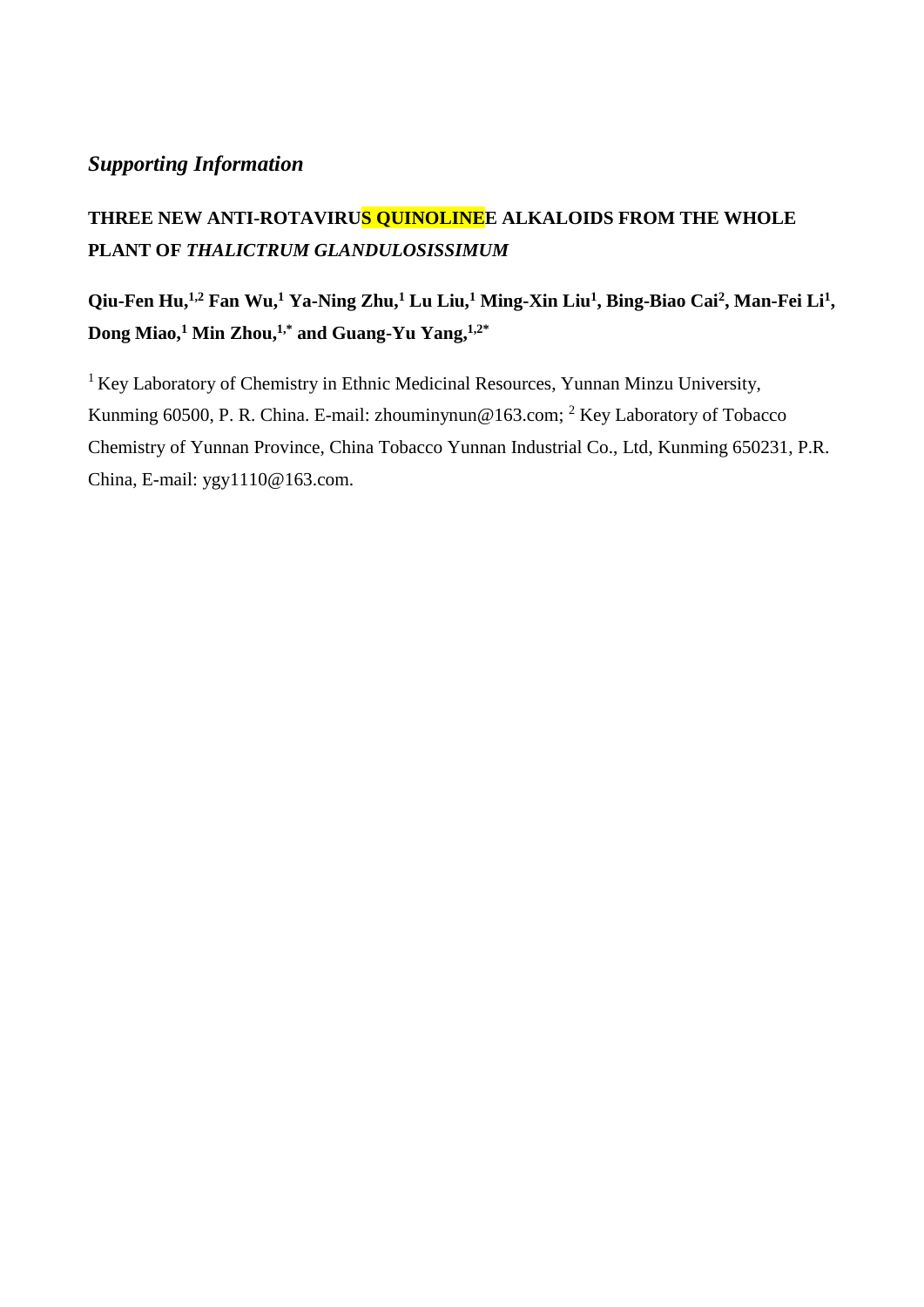# *Supporting Information*

## THREE NEW ANTI-ROTAVIRUS QUINOLINEE ALKALOIDS FROM THE WHOLE PLANT OF *THALICTRUM GLANDULOSISSIMUM*

**Qiu-Fen Hu,[1,2] Fan Wu,[1] Ya-Ning Zhu,[1] Lu Liu,[1] Ming-Xin Liu[1], Bing-Biao Cai[2], Man-Fei Li[1], Dong Miao,[1] Min Zhou,[1,*] and Guang-Yu Yang,[1,2*]**

[1] Key Laboratory of Chemistry in Ethnic Medicinal Resources, Yunnan Minzu University, Kunming 60500, P. R. China. E-mail: zhouminynun@163.com; [2] Key Laboratory of Tobacco Chemistry of Yunnan Province, China Tobacco Yunnan Industrial Co., Ltd, Kunming 650231, P.R. China, E-mail: ygy1110@163.com.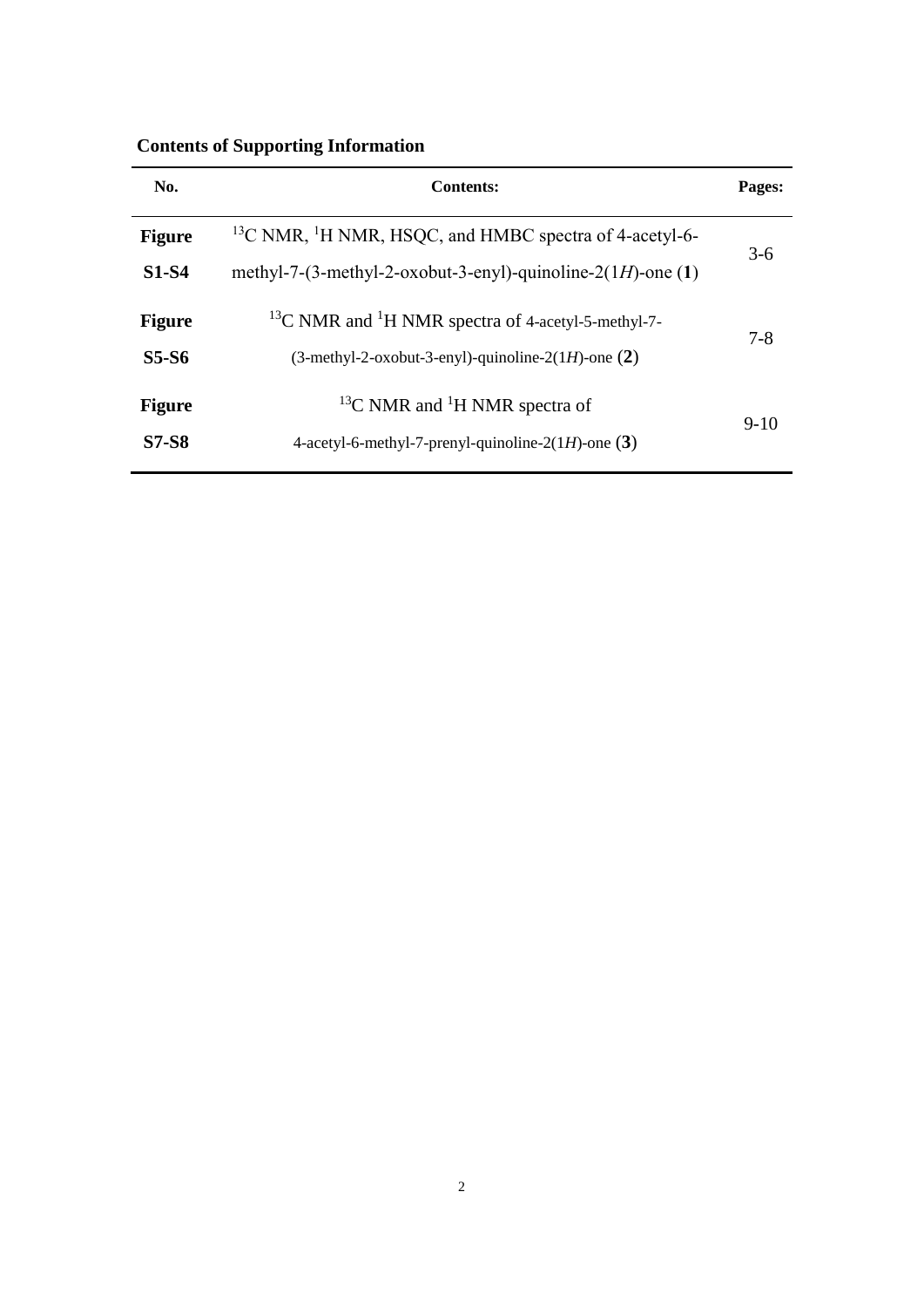**Contents of Supporting Information**

| No. | Contents: | Pages: |
| --- | --- | --- |
| **Figure S1-S4** | $^{13}C$ NMR, $^{1}H$ NMR, HSQC, and HMBC spectra of 4-acetyl-6-methyl-7-(3-methyl-2-oxobut-3-enyl)-quinoline-2(1*H*)-one (**1**) | 3-6 |
| **Figure S5-S6** | $^{13}C$ NMR and $^{1}H$ NMR spectra of 4-acetyl-5-methyl-7-(3-methyl-2-oxobut-3-enyl)-quinoline-2(1*H*)-one (**2**) | 7-8 |
| **Figure S7-S8** | $^{13}C$ NMR and $^{1}H$ NMR spectra of 4-acetyl-6-methyl-7-prenyl-quinoline-2(1*H*)-one (**3**) | 9-10 |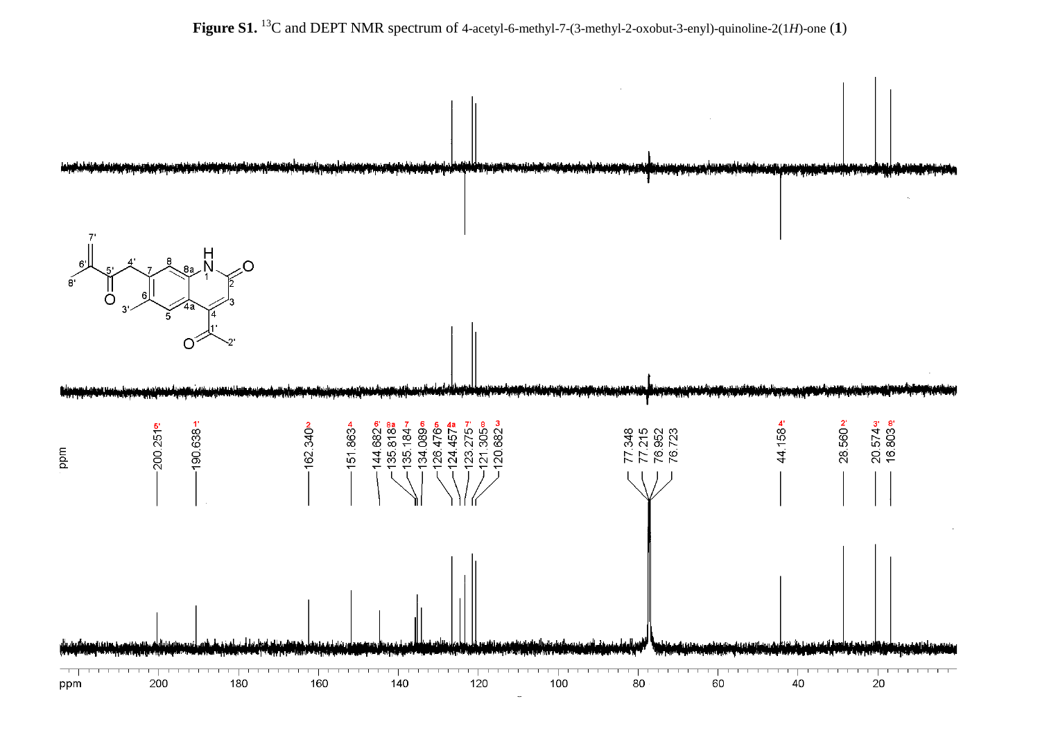**Figure S1.** $^{13}$C and DEPT NMR spectrum of 4-acetyl-6-methyl-7-(3-methyl-2-oxobut-3-enyl)-quinoline-2(1*H*)-one (**1**)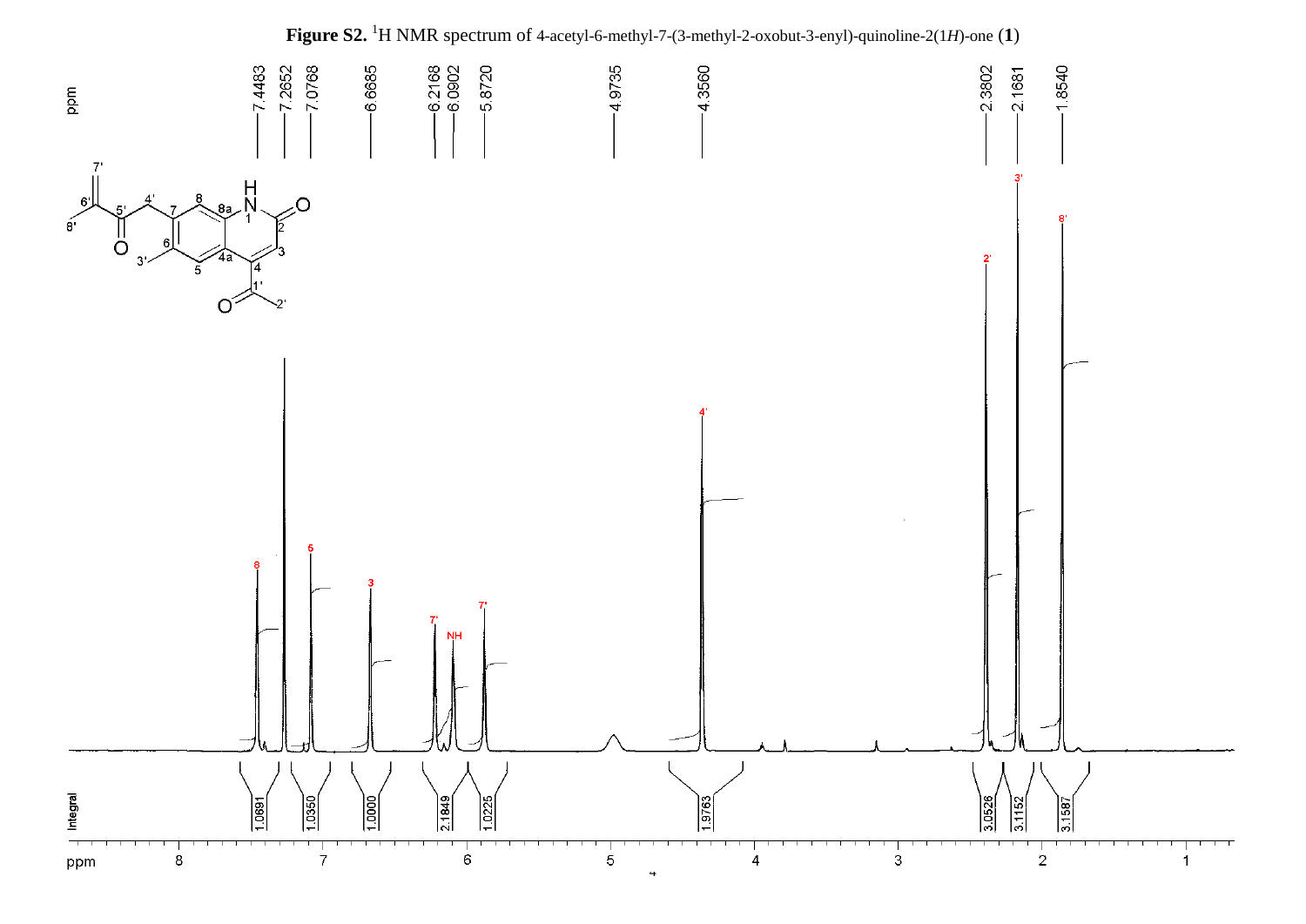**Figure S2.** $^1$H NMR spectrum of 4-acetyl-6-methyl-7-(3-methyl-2-oxobut-3-enyl)-quinoline-2(1*H*)-one (**1**)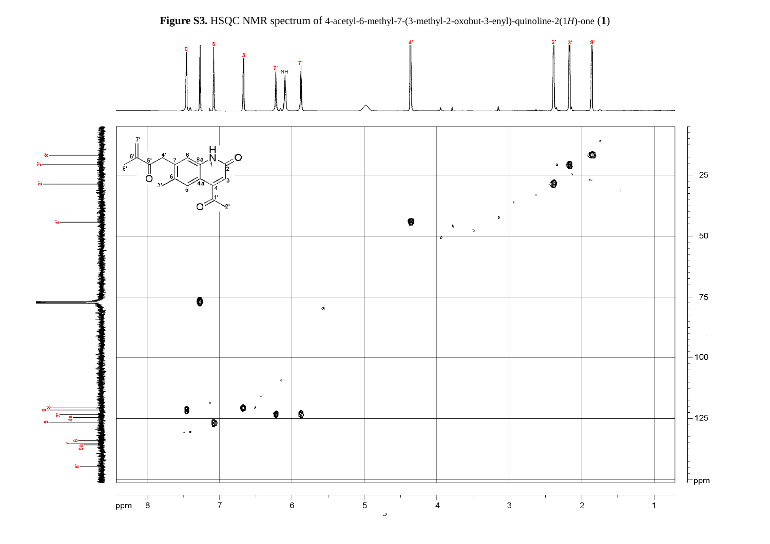**Figure S3.** HSQC NMR spectrum of 4-acetyl-6-methyl-7-(3-methyl-2-oxobut-3-enyl)-quinoline-2(1*H*)-one (**1**)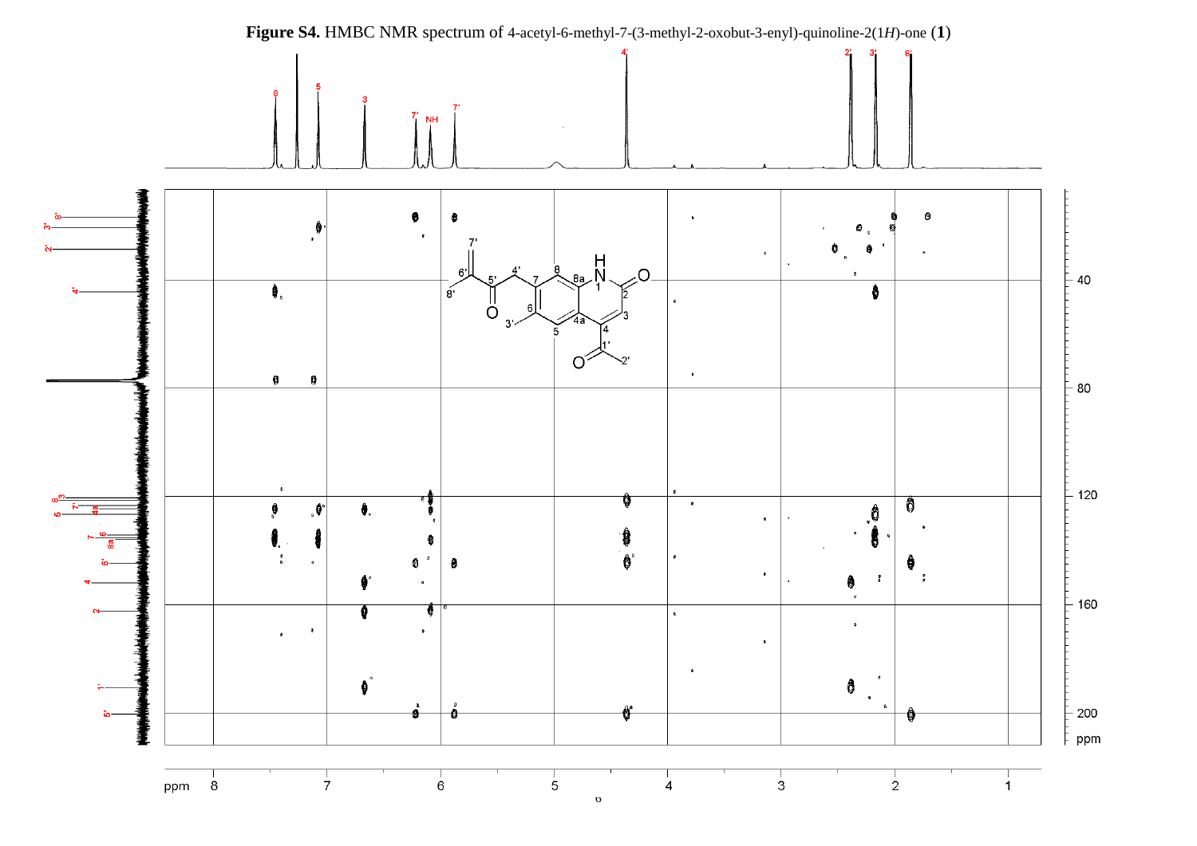**Figure S4.** HMBC NMR spectrum of 4-acetyl-6-methyl-7-(3-methyl-2-oxobut-3-enyl)-quinoline-2(1*H*)-one (**1**)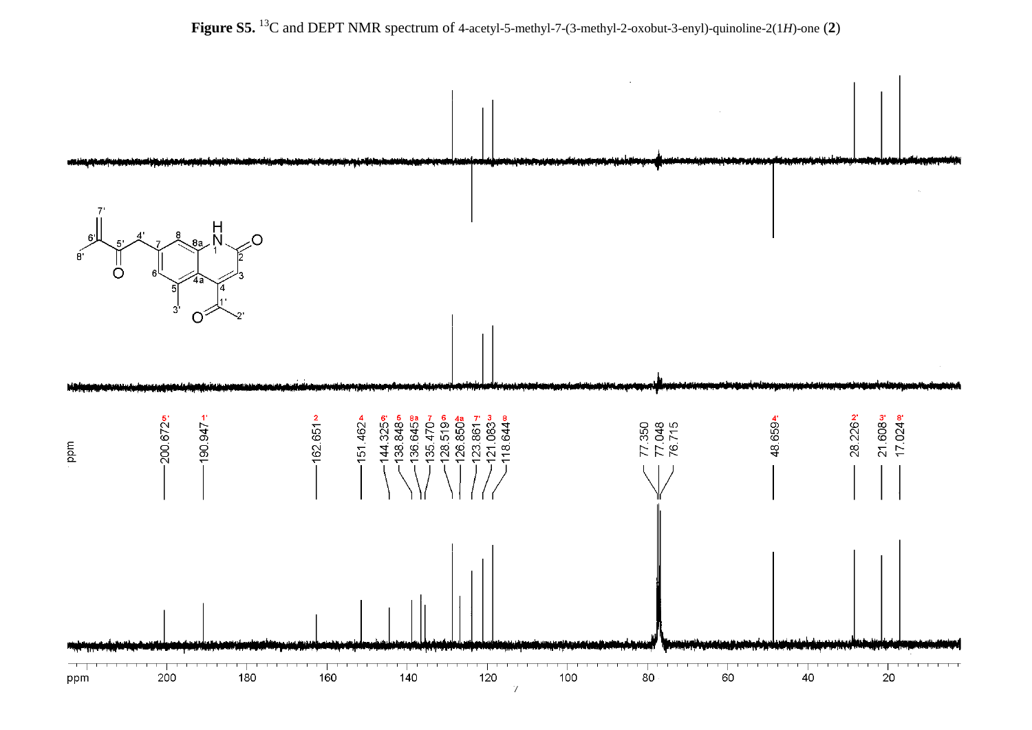**Figure S5.** $^{13}$C and DEPT NMR spectrum of 4-acetyl-5-methyl-7-(3-methyl-2-oxobut-3-enyl)-quinoline-2(1*H*)-one (**2**)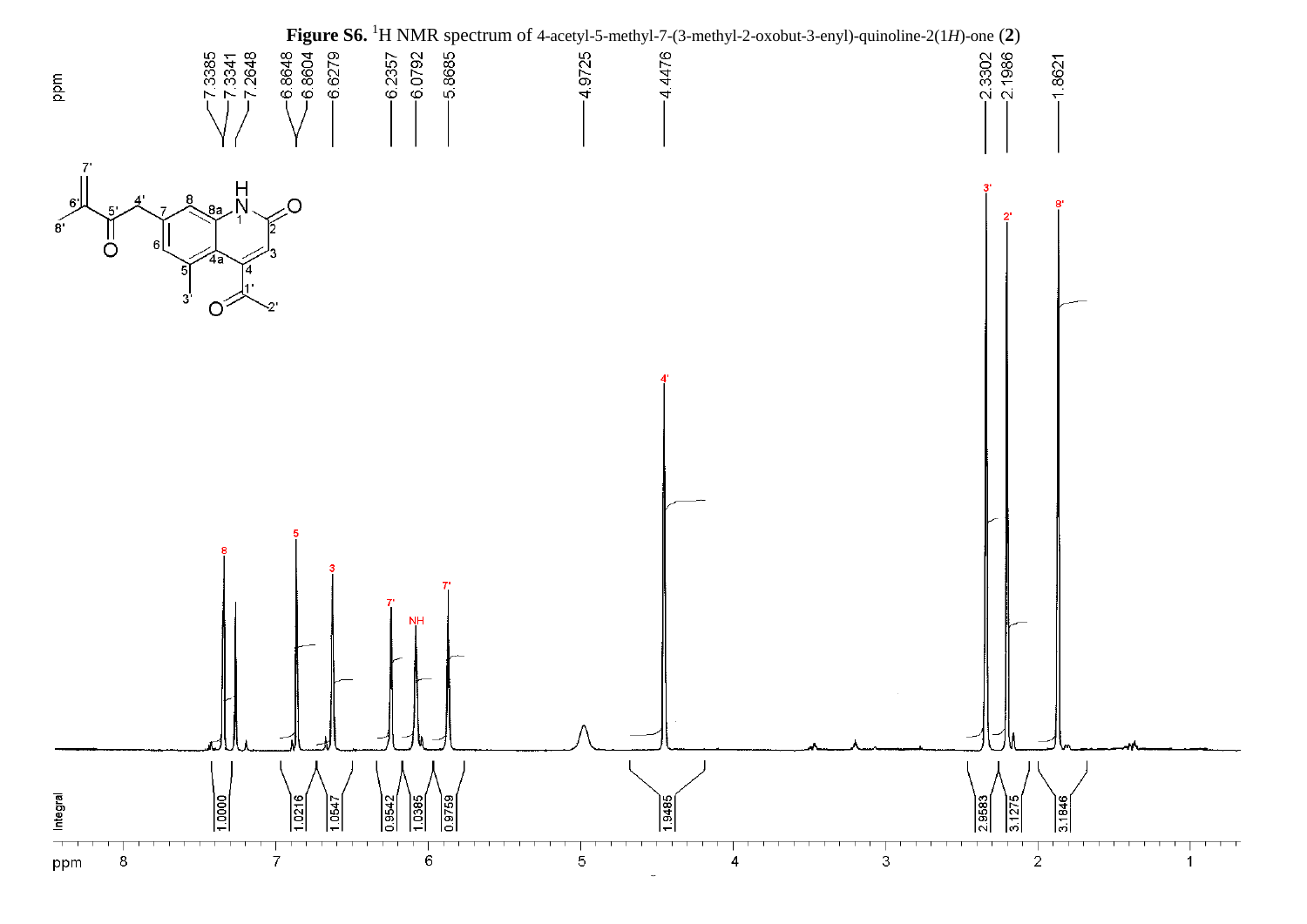**Figure S6.** $^1$H NMR spectrum of 4-acetyl-5-methyl-7-(3-methyl-2-oxobut-3-enyl)-quinoline-2(1*H*)-one (**2**)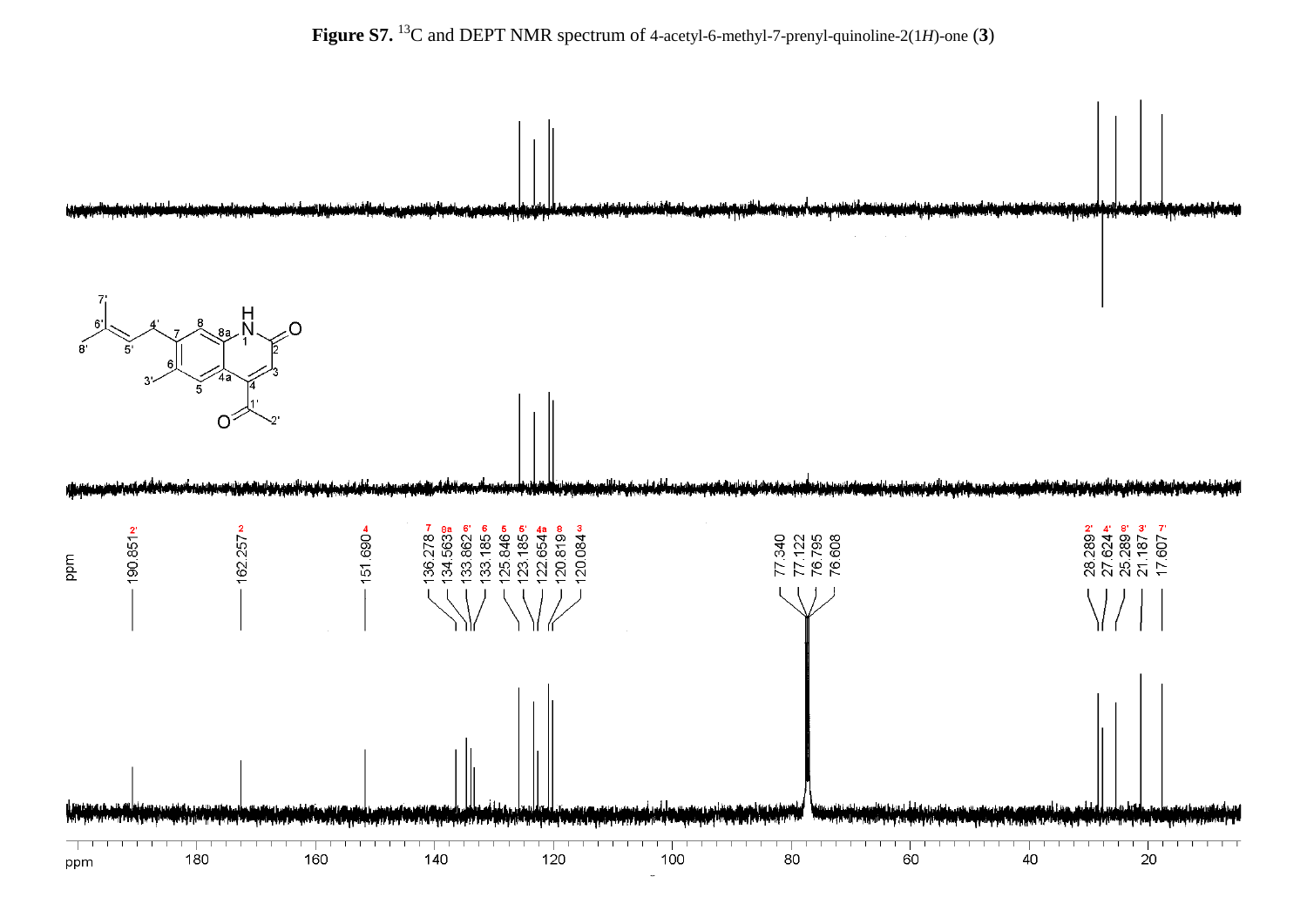**Figure S7.** $^{13}$C and DEPT NMR spectrum of 4-acetyl-6-methyl-7-prenyl-quinoline-2(1*H*)-one (**3**)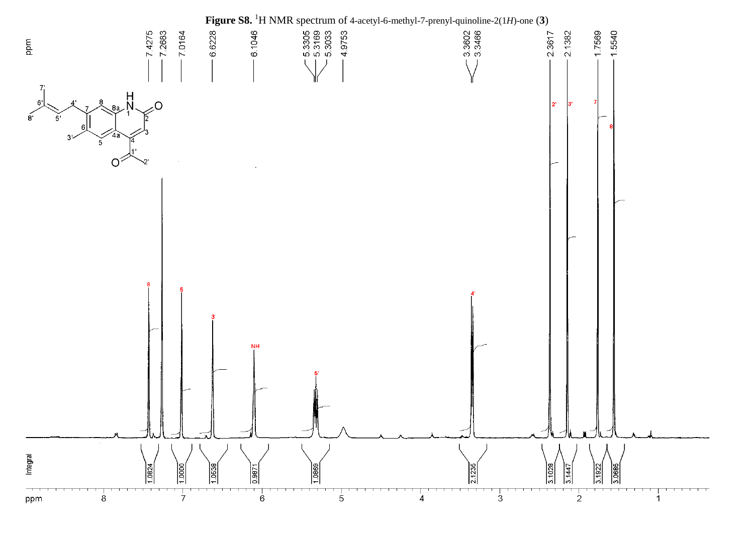**Figure S8.** $^1$H NMR spectrum of 4-acetyl-6-methyl-7-prenyl-quinoline-2(1*H*)-one (**3**)

ppm

7.4275
7.2683
7.0164
6.6228
6.1046
5.3305
5.3169
5.3033
4.9753
3.3602
3.3466
2.3617
2.1382
1.7569
1.5540

8
5
3
NH
5'
4'
2'
3'
7
8

Integral

1.0824
1.0000
1.0538
0.9871
1.0869
2.1235
3.1028
3.1447
3.1922
3.0685

ppm 8 7 6 5 4 3 2 1